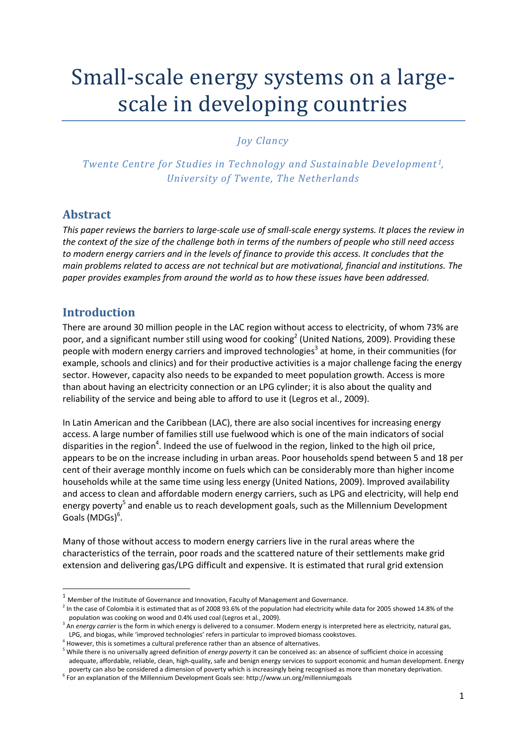# Small-scale energy systems on a large-scale in developing countries

*Joy Clancy*

*Twente Centre for Studies in Technology and Sustainable Development[1], University of Twente, The Netherlands*

## Abstract

*This paper reviews the barriers to large-scale use of small-scale energy systems. It places the review in the context of the size of the challenge both in terms of the numbers of people who still need access to modern energy carriers and in the levels of finance to provide this access. It concludes that the main problems related to access are not technical but are motivational, financial and institutions. The paper provides examples from around the world as to how these issues have been addressed.*

## Introduction

There are around 30 million people in the LAC region without access to electricity, of whom 73% are poor, and a significant number still using wood for cooking[2] (United Nations, 2009). Providing these people with modern energy carriers and improved technologies[3] at home, in their communities (for example, schools and clinics) and for their productive activities is a major challenge facing the energy sector. However, capacity also needs to be expanded to meet population growth. Access is more than about having an electricity connection or an LPG cylinder; it is also about the quality and reliability of the service and being able to afford to use it (Legros et al., 2009).

In Latin American and the Caribbean (LAC), there are also social incentives for increasing energy access. A large number of families still use fuelwood which is one of the main indicators of social disparities in the region[4]. Indeed the use of fuelwood in the region, linked to the high oil price, appears to be on the increase including in urban areas. Poor households spend between 5 and 18 per cent of their average monthly income on fuels which can be considerably more than higher income households while at the same time using less energy (United Nations, 2009). Improved availability and access to clean and affordable modern energy carriers, such as LPG and electricity, will help end energy poverty[5] and enable us to reach development goals, such as the Millennium Development Goals (MDGs)[6].

Many of those without access to modern energy carriers live in the rural areas where the characteristics of the terrain, poor roads and the scattered nature of their settlements make grid extension and delivering gas/LPG difficult and expensive. It is estimated that rural grid extension

---

[1] Member of the Institute of Governance and Innovation, Faculty of Management and Governance.

[2] In the case of Colombia it is estimated that as of 2008 93.6% of the population had electricity while data for 2005 showed 14.8% of the population was cooking on wood and 0.4% used coal (Legros et al., 2009).

[3] An *energy carrier* is the form in which energy is delivered to a consumer. Modern energy is interpreted here as electricity, natural gas, LPG, and biogas, while 'improved technologies' refers in particular to improved biomass cookstoves.

[4] However, this is sometimes a cultural preference rather than an absence of alternatives.

[5] While there is no universally agreed definition of *energy poverty* it can be conceived as: an absence of sufficient choice in accessing adequate, affordable, reliable, clean, high-quality, safe and benign energy services to support economic and human development. Energy poverty can also be considered a dimension of poverty which is increasingly being recognised as more than monetary deprivation.

[6] For an explanation of the Millennium Development Goals see: http://www.un.org/millenniumgoals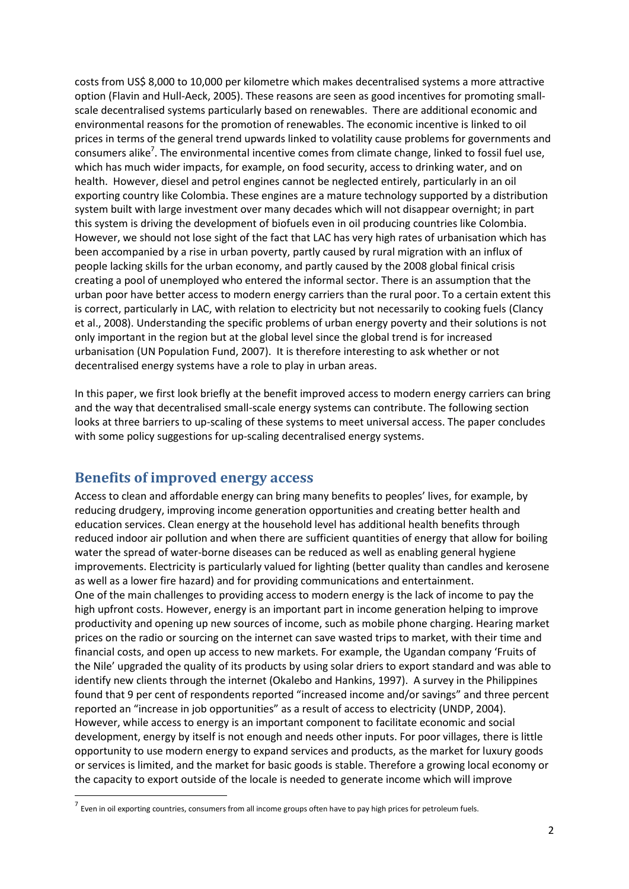costs from US$ 8,000 to 10,000 per kilometre which makes decentralised systems a more attractive option (Flavin and Hull-Aeck, 2005). These reasons are seen as good incentives for promoting small-scale decentralised systems particularly based on renewables. There are additional economic and environmental reasons for the promotion of renewables. The economic incentive is linked to oil prices in terms of the general trend upwards linked to volatility cause problems for governments and consumers alike[7]. The environmental incentive comes from climate change, linked to fossil fuel use, which has much wider impacts, for example, on food security, access to drinking water, and on health. However, diesel and petrol engines cannot be neglected entirely, particularly in an oil exporting country like Colombia. These engines are a mature technology supported by a distribution system built with large investment over many decades which will not disappear overnight; in part this system is driving the development of biofuels even in oil producing countries like Colombia. However, we should not lose sight of the fact that LAC has very high rates of urbanisation which has been accompanied by a rise in urban poverty, partly caused by rural migration with an influx of people lacking skills for the urban economy, and partly caused by the 2008 global finical crisis creating a pool of unemployed who entered the informal sector. There is an assumption that the urban poor have better access to modern energy carriers than the rural poor. To a certain extent this is correct, particularly in LAC, with relation to electricity but not necessarily to cooking fuels (Clancy et al., 2008). Understanding the specific problems of urban energy poverty and their solutions is not only important in the region but at the global level since the global trend is for increased urbanisation (UN Population Fund, 2007). It is therefore interesting to ask whether or not decentralised energy systems have a role to play in urban areas.

In this paper, we first look briefly at the benefit improved access to modern energy carriers can bring and the way that decentralised small-scale energy systems can contribute. The following section looks at three barriers to up-scaling of these systems to meet universal access. The paper concludes with some policy suggestions for up-scaling decentralised energy systems.

## Benefits of improved energy access

Access to clean and affordable energy can bring many benefits to peoples' lives, for example, by reducing drudgery, improving income generation opportunities and creating better health and education services. Clean energy at the household level has additional health benefits through reduced indoor air pollution and when there are sufficient quantities of energy that allow for boiling water the spread of water-borne diseases can be reduced as well as enabling general hygiene improvements. Electricity is particularly valued for lighting (better quality than candles and kerosene as well as a lower fire hazard) and for providing communications and entertainment.

One of the main challenges to providing access to modern energy is the lack of income to pay the high upfront costs. However, energy is an important part in income generation helping to improve productivity and opening up new sources of income, such as mobile phone charging. Hearing market prices on the radio or sourcing on the internet can save wasted trips to market, with their time and financial costs, and open up access to new markets. For example, the Ugandan company 'Fruits of the Nile' upgraded the quality of its products by using solar driers to export standard and was able to identify new clients through the internet (Okalebo and Hankins, 1997). A survey in the Philippines found that 9 per cent of respondents reported "increased income and/or savings" and three percent reported an "increase in job opportunities" as a result of access to electricity (UNDP, 2004). However, while access to energy is an important component to facilitate economic and social development, energy by itself is not enough and needs other inputs. For poor villages, there is little opportunity to use modern energy to expand services and products, as the market for luxury goods or services is limited, and the market for basic goods is stable. Therefore a growing local economy or the capacity to export outside of the locale is needed to generate income which will improve

[7] Even in oil exporting countries, consumers from all income groups often have to pay high prices for petroleum fuels.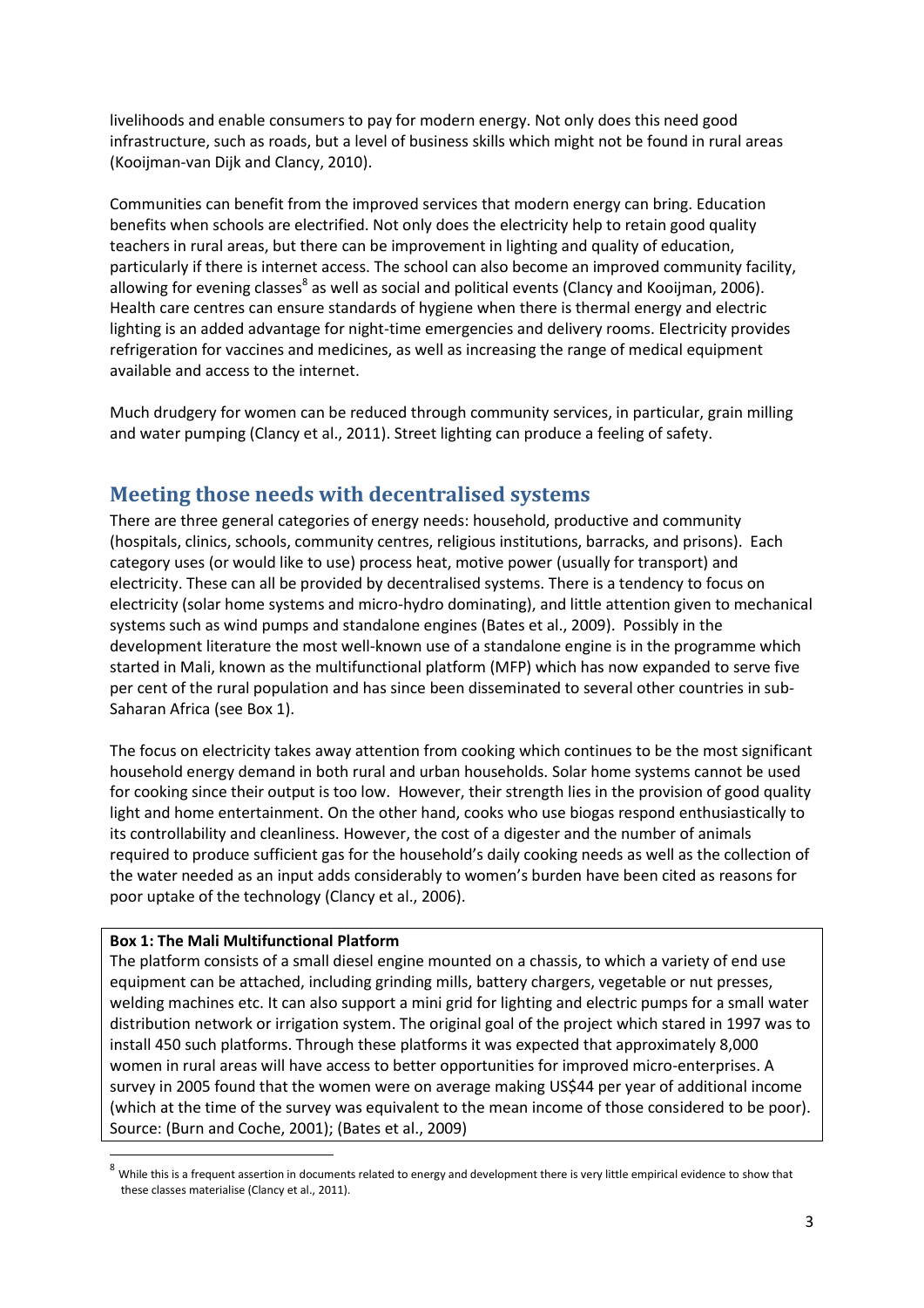livelihoods and enable consumers to pay for modern energy. Not only does this need good infrastructure, such as roads, but a level of business skills which might not be found in rural areas (Kooijman-van Dijk and Clancy, 2010).

Communities can benefit from the improved services that modern energy can bring. Education benefits when schools are electrified. Not only does the electricity help to retain good quality teachers in rural areas, but there can be improvement in lighting and quality of education, particularly if there is internet access. The school can also become an improved community facility, allowing for evening classes[8] as well as social and political events (Clancy and Kooijman, 2006). Health care centres can ensure standards of hygiene when there is thermal energy and electric lighting is an added advantage for night-time emergencies and delivery rooms. Electricity provides refrigeration for vaccines and medicines, as well as increasing the range of medical equipment available and access to the internet.

Much drudgery for women can be reduced through community services, in particular, grain milling and water pumping (Clancy et al., 2011). Street lighting can produce a feeling of safety.

## Meeting those needs with decentralised systems

There are three general categories of energy needs: household, productive and community (hospitals, clinics, schools, community centres, religious institutions, barracks, and prisons). Each category uses (or would like to use) process heat, motive power (usually for transport) and electricity. These can all be provided by decentralised systems. There is a tendency to focus on electricity (solar home systems and micro-hydro dominating), and little attention given to mechanical systems such as wind pumps and standalone engines (Bates et al., 2009). Possibly in the development literature the most well-known use of a standalone engine is in the programme which started in Mali, known as the multifunctional platform (MFP) which has now expanded to serve five per cent of the rural population and has since been disseminated to several other countries in sub-Saharan Africa (see Box 1).

The focus on electricity takes away attention from cooking which continues to be the most significant household energy demand in both rural and urban households. Solar home systems cannot be used for cooking since their output is too low. However, their strength lies in the provision of good quality light and home entertainment. On the other hand, cooks who use biogas respond enthusiastically to its controllability and cleanliness. However, the cost of a digester and the number of animals required to produce sufficient gas for the household's daily cooking needs as well as the collection of the water needed as an input adds considerably to women's burden have been cited as reasons for poor uptake of the technology (Clancy et al., 2006).

**Box 1: The Mali Multifunctional Platform**

The platform consists of a small diesel engine mounted on a chassis, to which a variety of end use equipment can be attached, including grinding mills, battery chargers, vegetable or nut presses, welding machines etc. It can also support a mini grid for lighting and electric pumps for a small water distribution network or irrigation system. The original goal of the project which stared in 1997 was to install 450 such platforms. Through these platforms it was expected that approximately 8,000 women in rural areas will have access to better opportunities for improved micro-enterprises. A survey in 2005 found that the women were on average making US$44 per year of additional income (which at the time of the survey was equivalent to the mean income of those considered to be poor). Source: (Burn and Coche, 2001); (Bates et al., 2009)

[8] While this is a frequent assertion in documents related to energy and development there is very little empirical evidence to show that these classes materialise (Clancy et al., 2011).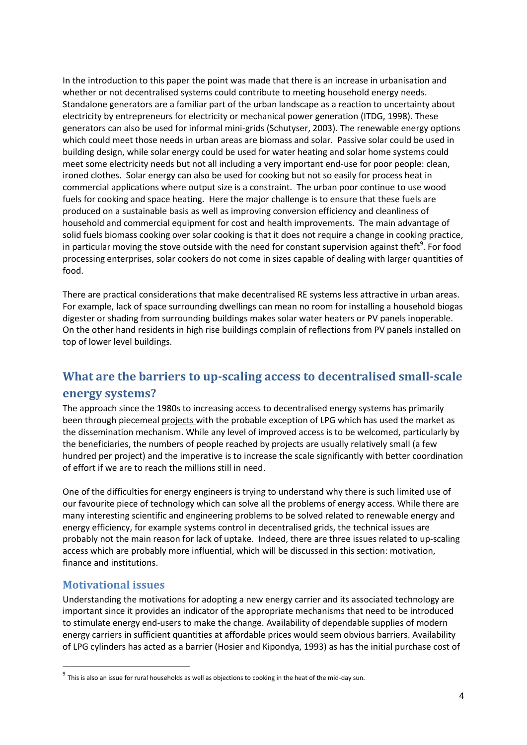In the introduction to this paper the point was made that there is an increase in urbanisation and whether or not decentralised systems could contribute to meeting household energy needs. Standalone generators are a familiar part of the urban landscape as a reaction to uncertainty about electricity by entrepreneurs for electricity or mechanical power generation (ITDG, 1998). These generators can also be used for informal mini-grids (Schutyser, 2003). The renewable energy options which could meet those needs in urban areas are biomass and solar. Passive solar could be used in building design, while solar energy could be used for water heating and solar home systems could meet some electricity needs but not all including a very important end-use for poor people: clean, ironed clothes. Solar energy can also be used for cooking but not so easily for process heat in commercial applications where output size is a constraint. The urban poor continue to use wood fuels for cooking and space heating. Here the major challenge is to ensure that these fuels are produced on a sustainable basis as well as improving conversion efficiency and cleanliness of household and commercial equipment for cost and health improvements. The main advantage of solid fuels biomass cooking over solar cooking is that it does not require a change in cooking practice, in particular moving the stove outside with the need for constant supervision against theft[9]. For food processing enterprises, solar cookers do not come in sizes capable of dealing with larger quantities of food.

There are practical considerations that make decentralised RE systems less attractive in urban areas. For example, lack of space surrounding dwellings can mean no room for installing a household biogas digester or shading from surrounding buildings makes solar water heaters or PV panels inoperable. On the other hand residents in high rise buildings complain of reflections from PV panels installed on top of lower level buildings.

## What are the barriers to up-scaling access to decentralised small-scale energy systems?

The approach since the 1980s to increasing access to decentralised energy systems has primarily been through piecemeal projects with the probable exception of LPG which has used the market as the dissemination mechanism. While any level of improved access is to be welcomed, particularly by the beneficiaries, the numbers of people reached by projects are usually relatively small (a few hundred per project) and the imperative is to increase the scale significantly with better coordination of effort if we are to reach the millions still in need.

One of the difficulties for energy engineers is trying to understand why there is such limited use of our favourite piece of technology which can solve all the problems of energy access. While there are many interesting scientific and engineering problems to be solved related to renewable energy and energy efficiency, for example systems control in decentralised grids, the technical issues are probably not the main reason for lack of uptake. Indeed, there are three issues related to up-scaling access which are probably more influential, which will be discussed in this section: motivation, finance and institutions.

### Motivational issues

Understanding the motivations for adopting a new energy carrier and its associated technology are important since it provides an indicator of the appropriate mechanisms that need to be introduced to stimulate energy end-users to make the change. Availability of dependable supplies of modern energy carriers in sufficient quantities at affordable prices would seem obvious barriers. Availability of LPG cylinders has acted as a barrier (Hosier and Kipondya, 1993) as has the initial purchase cost of

---

[9] This is also an issue for rural households as well as objections to cooking in the heat of the mid-day sun.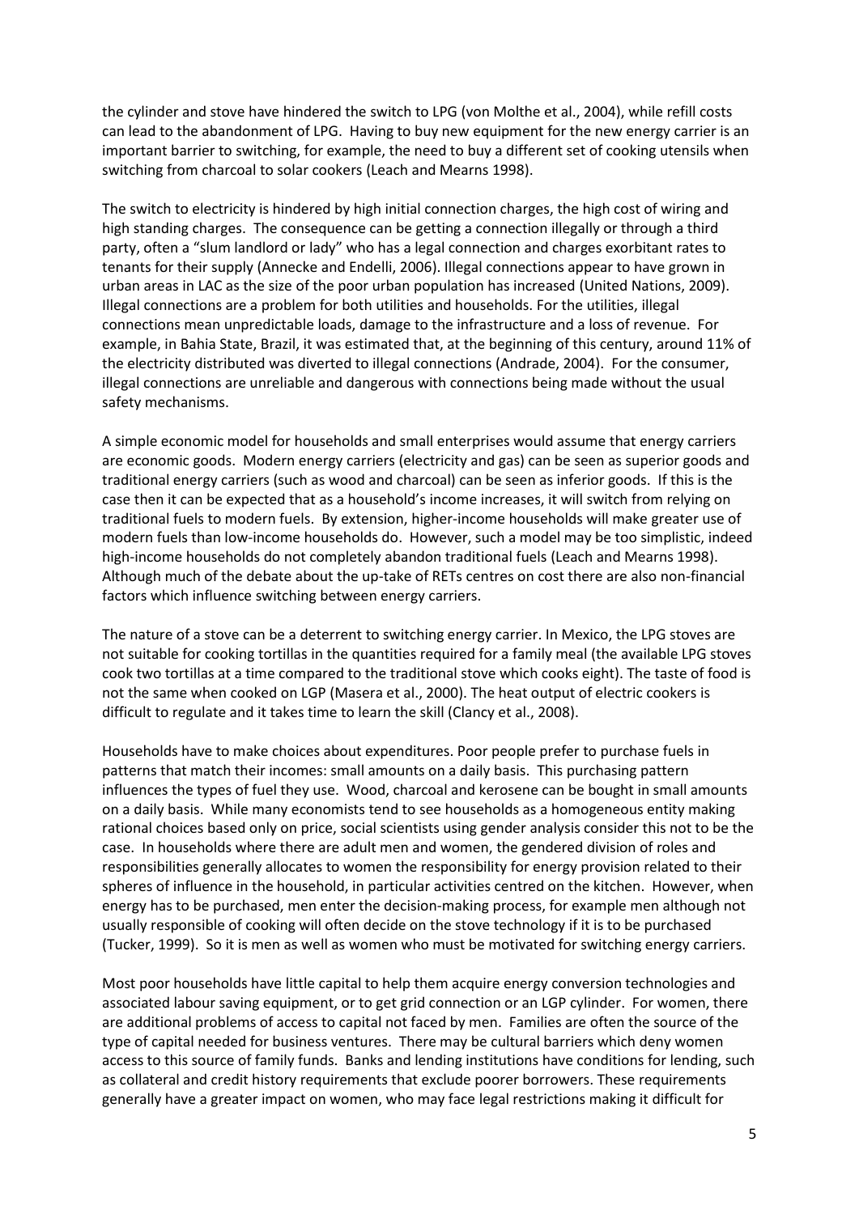the cylinder and stove have hindered the switch to LPG (von Molthe et al., 2004), while refill costs can lead to the abandonment of LPG. Having to buy new equipment for the new energy carrier is an important barrier to switching, for example, the need to buy a different set of cooking utensils when switching from charcoal to solar cookers (Leach and Mearns 1998).

The switch to electricity is hindered by high initial connection charges, the high cost of wiring and high standing charges. The consequence can be getting a connection illegally or through a third party, often a "slum landlord or lady" who has a legal connection and charges exorbitant rates to tenants for their supply (Annecke and Endelli, 2006). Illegal connections appear to have grown in urban areas in LAC as the size of the poor urban population has increased (United Nations, 2009). Illegal connections are a problem for both utilities and households. For the utilities, illegal connections mean unpredictable loads, damage to the infrastructure and a loss of revenue. For example, in Bahia State, Brazil, it was estimated that, at the beginning of this century, around 11% of the electricity distributed was diverted to illegal connections (Andrade, 2004). For the consumer, illegal connections are unreliable and dangerous with connections being made without the usual safety mechanisms.

A simple economic model for households and small enterprises would assume that energy carriers are economic goods. Modern energy carriers (electricity and gas) can be seen as superior goods and traditional energy carriers (such as wood and charcoal) can be seen as inferior goods. If this is the case then it can be expected that as a household's income increases, it will switch from relying on traditional fuels to modern fuels. By extension, higher-income households will make greater use of modern fuels than low-income households do. However, such a model may be too simplistic, indeed high-income households do not completely abandon traditional fuels (Leach and Mearns 1998). Although much of the debate about the up-take of RETs centres on cost there are also non-financial factors which influence switching between energy carriers.

The nature of a stove can be a deterrent to switching energy carrier. In Mexico, the LPG stoves are not suitable for cooking tortillas in the quantities required for a family meal (the available LPG stoves cook two tortillas at a time compared to the traditional stove which cooks eight). The taste of food is not the same when cooked on LGP (Masera et al., 2000). The heat output of electric cookers is difficult to regulate and it takes time to learn the skill (Clancy et al., 2008).

Households have to make choices about expenditures. Poor people prefer to purchase fuels in patterns that match their incomes: small amounts on a daily basis. This purchasing pattern influences the types of fuel they use. Wood, charcoal and kerosene can be bought in small amounts on a daily basis. While many economists tend to see households as a homogeneous entity making rational choices based only on price, social scientists using gender analysis consider this not to be the case. In households where there are adult men and women, the gendered division of roles and responsibilities generally allocates to women the responsibility for energy provision related to their spheres of influence in the household, in particular activities centred on the kitchen. However, when energy has to be purchased, men enter the decision-making process, for example men although not usually responsible of cooking will often decide on the stove technology if it is to be purchased (Tucker, 1999). So it is men as well as women who must be motivated for switching energy carriers.

Most poor households have little capital to help them acquire energy conversion technologies and associated labour saving equipment, or to get grid connection or an LGP cylinder. For women, there are additional problems of access to capital not faced by men. Families are often the source of the type of capital needed for business ventures. There may be cultural barriers which deny women access to this source of family funds. Banks and lending institutions have conditions for lending, such as collateral and credit history requirements that exclude poorer borrowers. These requirements generally have a greater impact on women, who may face legal restrictions making it difficult for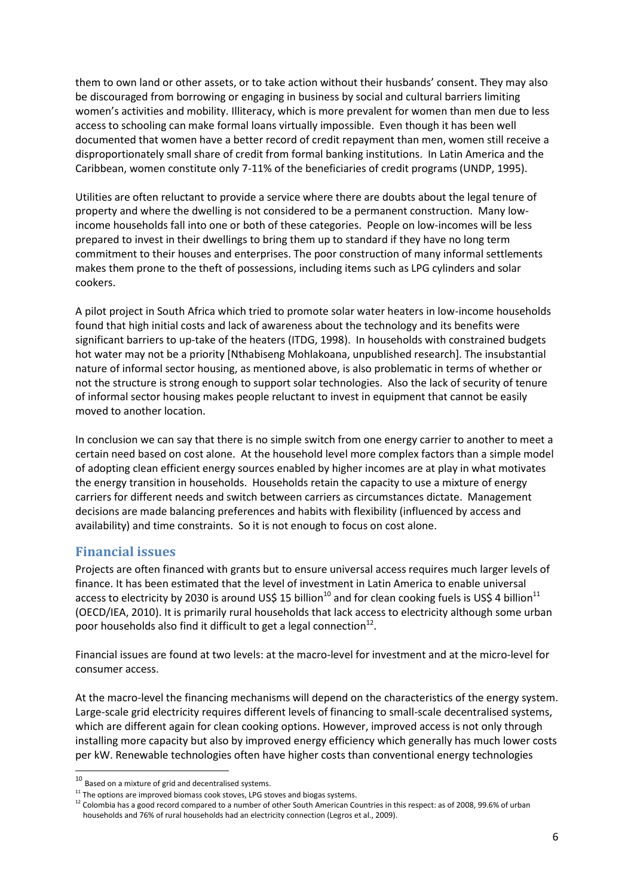them to own land or other assets, or to take action without their husbands' consent. They may also be discouraged from borrowing or engaging in business by social and cultural barriers limiting women's activities and mobility. Illiteracy, which is more prevalent for women than men due to less access to schooling can make formal loans virtually impossible. Even though it has been well documented that women have a better record of credit repayment than men, women still receive a disproportionately small share of credit from formal banking institutions. In Latin America and the Caribbean, women constitute only 7-11% of the beneficiaries of credit programs (UNDP, 1995).

Utilities are often reluctant to provide a service where there are doubts about the legal tenure of property and where the dwelling is not considered to be a permanent construction. Many low-income households fall into one or both of these categories. People on low-incomes will be less prepared to invest in their dwellings to bring them up to standard if they have no long term commitment to their houses and enterprises. The poor construction of many informal settlements makes them prone to the theft of possessions, including items such as LPG cylinders and solar cookers.

A pilot project in South Africa which tried to promote solar water heaters in low-income households found that high initial costs and lack of awareness about the technology and its benefits were significant barriers to up-take of the heaters (ITDG, 1998). In households with constrained budgets hot water may not be a priority [Nthabiseng Mohlakoana, unpublished research]. The insubstantial nature of informal sector housing, as mentioned above, is also problematic in terms of whether or not the structure is strong enough to support solar technologies. Also the lack of security of tenure of informal sector housing makes people reluctant to invest in equipment that cannot be easily moved to another location.

In conclusion we can say that there is no simple switch from one energy carrier to another to meet a certain need based on cost alone. At the household level more complex factors than a simple model of adopting clean efficient energy sources enabled by higher incomes are at play in what motivates the energy transition in households. Households retain the capacity to use a mixture of energy carriers for different needs and switch between carriers as circumstances dictate. Management decisions are made balancing preferences and habits with flexibility (influenced by access and availability) and time constraints. So it is not enough to focus on cost alone.

## Financial issues

Projects are often financed with grants but to ensure universal access requires much larger levels of finance. It has been estimated that the level of investment in Latin America to enable universal access to electricity by 2030 is around US$ 15 billion[10] and for clean cooking fuels is US$ 4 billion[11] (OECD/IEA, 2010). It is primarily rural households that lack access to electricity although some urban poor households also find it difficult to get a legal connection[12].

Financial issues are found at two levels: at the macro-level for investment and at the micro-level for consumer access.

At the macro-level the financing mechanisms will depend on the characteristics of the energy system. Large-scale grid electricity requires different levels of financing to small-scale decentralised systems, which are different again for clean cooking options. However, improved access is not only through installing more capacity but also by improved energy efficiency which generally has much lower costs per kW. Renewable technologies often have higher costs than conventional energy technologies

---

[10] Based on a mixture of grid and decentralised systems.

[11] The options are improved biomass cook stoves, LPG stoves and biogas systems.

[12] Colombia has a good record compared to a number of other South American Countries in this respect: as of 2008, 99.6% of urban households and 76% of rural households had an electricity connection (Legros et al., 2009).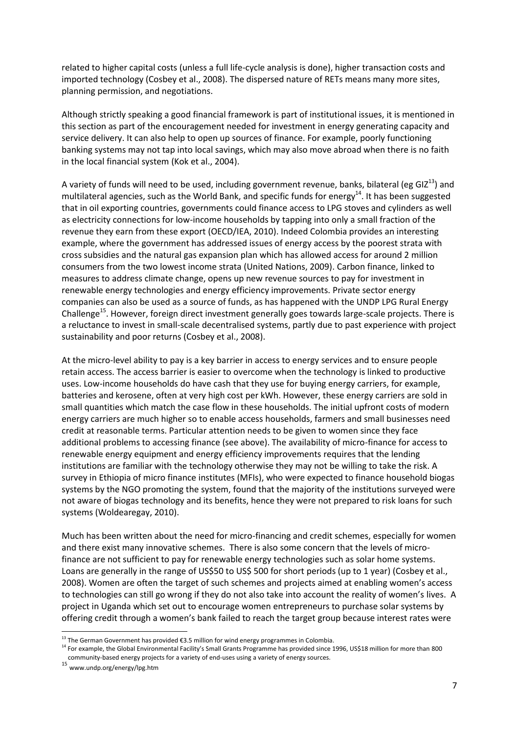related to higher capital costs (unless a full life-cycle analysis is done), higher transaction costs and imported technology (Cosbey et al., 2008). The dispersed nature of RETs means many more sites, planning permission, and negotiations.

Although strictly speaking a good financial framework is part of institutional issues, it is mentioned in this section as part of the encouragement needed for investment in energy generating capacity and service delivery. It can also help to open up sources of finance. For example, poorly functioning banking systems may not tap into local savings, which may also move abroad when there is no faith in the local financial system (Kok et al., 2004).

A variety of funds will need to be used, including government revenue, banks, bilateral (eg GIZ[13]) and multilateral agencies, such as the World Bank, and specific funds for energy[14]. It has been suggested that in oil exporting countries, governments could finance access to LPG stoves and cylinders as well as electricity connections for low-income households by tapping into only a small fraction of the revenue they earn from these export (OECD/IEA, 2010). Indeed Colombia provides an interesting example, where the government has addressed issues of energy access by the poorest strata with cross subsidies and the natural gas expansion plan which has allowed access for around 2 million consumers from the two lowest income strata (United Nations, 2009). Carbon finance, linked to measures to address climate change, opens up new revenue sources to pay for investment in renewable energy technologies and energy efficiency improvements. Private sector energy companies can also be used as a source of funds, as has happened with the UNDP LPG Rural Energy Challenge[15]. However, foreign direct investment generally goes towards large-scale projects. There is a reluctance to invest in small-scale decentralised systems, partly due to past experience with project sustainability and poor returns (Cosbey et al., 2008).

At the micro-level ability to pay is a key barrier in access to energy services and to ensure people retain access. The access barrier is easier to overcome when the technology is linked to productive uses. Low-income households do have cash that they use for buying energy carriers, for example, batteries and kerosene, often at very high cost per kWh. However, these energy carriers are sold in small quantities which match the case flow in these households. The initial upfront costs of modern energy carriers are much higher so to enable access households, farmers and small businesses need credit at reasonable terms. Particular attention needs to be given to women since they face additional problems to accessing finance (see above). The availability of micro-finance for access to renewable energy equipment and energy efficiency improvements requires that the lending institutions are familiar with the technology otherwise they may not be willing to take the risk. A survey in Ethiopia of micro finance institutes (MFIs), who were expected to finance household biogas systems by the NGO promoting the system, found that the majority of the institutions surveyed were not aware of biogas technology and its benefits, hence they were not prepared to risk loans for such systems (Woldearegay, 2010).

Much has been written about the need for micro-financing and credit schemes, especially for women and there exist many innovative schemes. There is also some concern that the levels of micro-finance are not sufficient to pay for renewable energy technologies such as solar home systems. Loans are generally in the range of US$50 to US$ 500 for short periods (up to 1 year) (Cosbey et al., 2008). Women are often the target of such schemes and projects aimed at enabling women's access to technologies can still go wrong if they do not also take into account the reality of women's lives. A project in Uganda which set out to encourage women entrepreneurs to purchase solar systems by offering credit through a women's bank failed to reach the target group because interest rates were

---

[13] The German Government has provided €3.5 million for wind energy programmes in Colombia.

[14] For example, the Global Environmental Facility's Small Grants Programme has provided since 1996, US$18 million for more than 800 community-based energy projects for a variety of end-uses using a variety of energy sources.

[15] www.undp.org/energy/lpg.htm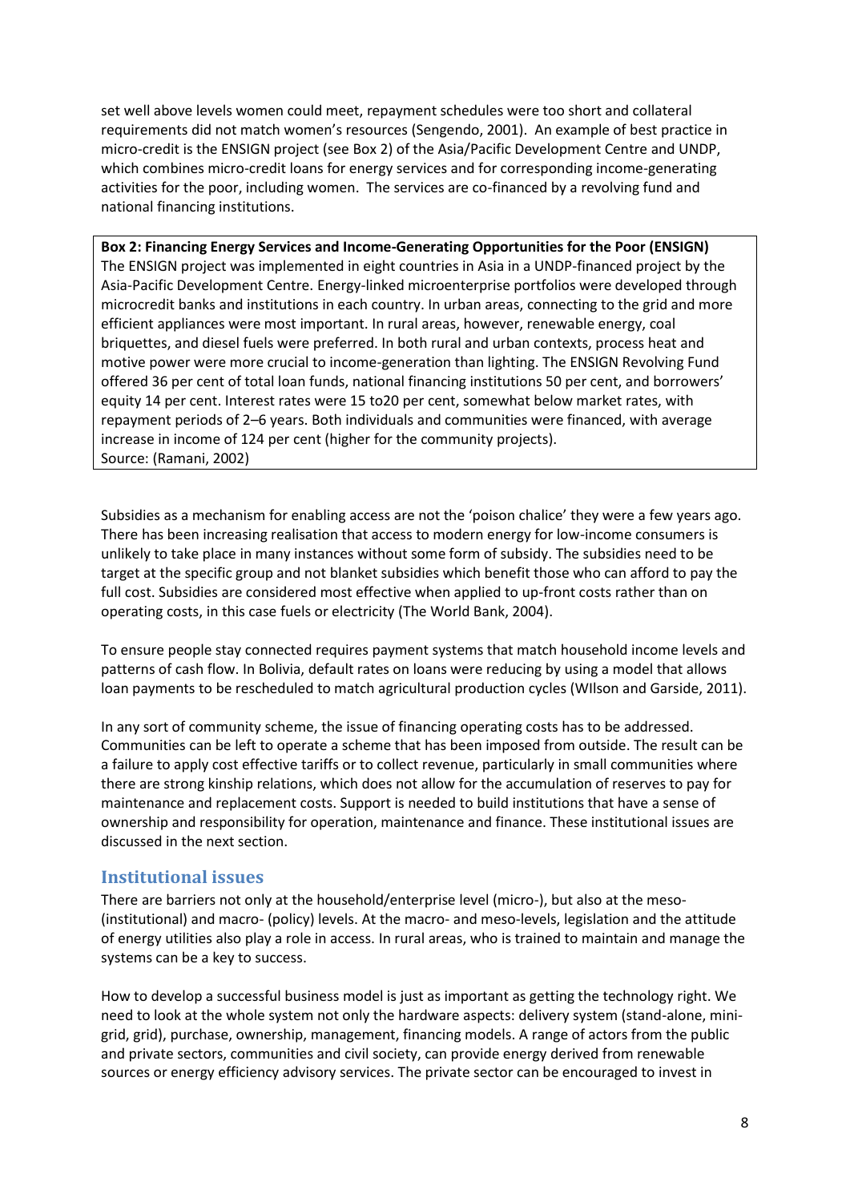set well above levels women could meet, repayment schedules were too short and collateral requirements did not match women's resources (Sengendo, 2001). An example of best practice in micro-credit is the ENSIGN project (see Box 2) of the Asia/Pacific Development Centre and UNDP, which combines micro-credit loans for energy services and for corresponding income-generating activities for the poor, including women. The services are co-financed by a revolving fund and national financing institutions.

> **Box 2: Financing Energy Services and Income-Generating Opportunities for the Poor (ENSIGN)**
> The ENSIGN project was implemented in eight countries in Asia in a UNDP-financed project by the Asia-Pacific Development Centre. Energy-linked microenterprise portfolios were developed through microcredit banks and institutions in each country. In urban areas, connecting to the grid and more efficient appliances were most important. In rural areas, however, renewable energy, coal briquettes, and diesel fuels were preferred. In both rural and urban contexts, process heat and motive power were more crucial to income-generation than lighting. The ENSIGN Revolving Fund offered 36 per cent of total loan funds, national financing institutions 50 per cent, and borrowers' equity 14 per cent. Interest rates were 15 to20 per cent, somewhat below market rates, with repayment periods of 2–6 years. Both individuals and communities were financed, with average increase in income of 124 per cent (higher for the community projects).
> Source: (Ramani, 2002)

Subsidies as a mechanism for enabling access are not the 'poison chalice' they were a few years ago. There has been increasing realisation that access to modern energy for low-income consumers is unlikely to take place in many instances without some form of subsidy. The subsidies need to be target at the specific group and not blanket subsidies which benefit those who can afford to pay the full cost. Subsidies are considered most effective when applied to up-front costs rather than on operating costs, in this case fuels or electricity (The World Bank, 2004).

To ensure people stay connected requires payment systems that match household income levels and patterns of cash flow. In Bolivia, default rates on loans were reducing by using a model that allows loan payments to be rescheduled to match agricultural production cycles (WIlson and Garside, 2011).

In any sort of community scheme, the issue of financing operating costs has to be addressed. Communities can be left to operate a scheme that has been imposed from outside. The result can be a failure to apply cost effective tariffs or to collect revenue, particularly in small communities where there are strong kinship relations, which does not allow for the accumulation of reserves to pay for maintenance and replacement costs. Support is needed to build institutions that have a sense of ownership and responsibility for operation, maintenance and finance. These institutional issues are discussed in the next section.

## Institutional issues

There are barriers not only at the household/enterprise level (micro-), but also at the meso- (institutional) and macro- (policy) levels. At the macro- and meso-levels, legislation and the attitude of energy utilities also play a role in access. In rural areas, who is trained to maintain and manage the systems can be a key to success.

How to develop a successful business model is just as important as getting the technology right. We need to look at the whole system not only the hardware aspects: delivery system (stand-alone, mini-grid, grid), purchase, ownership, management, financing models. A range of actors from the public and private sectors, communities and civil society, can provide energy derived from renewable sources or energy efficiency advisory services. The private sector can be encouraged to invest in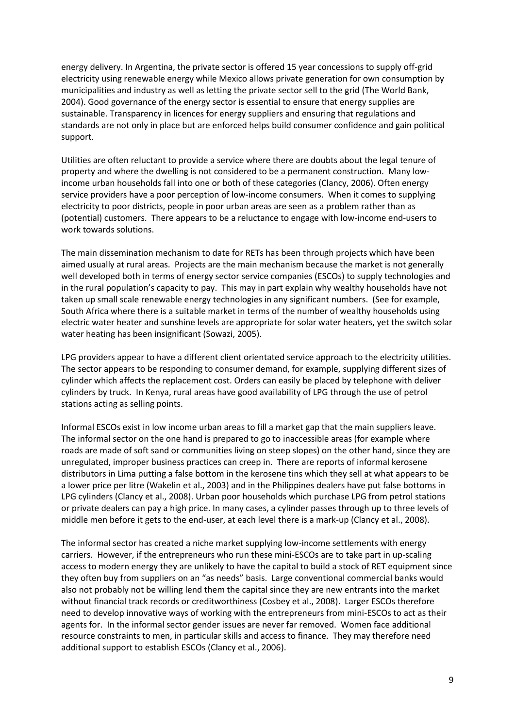energy delivery. In Argentina, the private sector is offered 15 year concessions to supply off-grid electricity using renewable energy while Mexico allows private generation for own consumption by municipalities and industry as well as letting the private sector sell to the grid (The World Bank, 2004). Good governance of the energy sector is essential to ensure that energy supplies are sustainable. Transparency in licences for energy suppliers and ensuring that regulations and standards are not only in place but are enforced helps build consumer confidence and gain political support.

Utilities are often reluctant to provide a service where there are doubts about the legal tenure of property and where the dwelling is not considered to be a permanent construction. Many low-income urban households fall into one or both of these categories (Clancy, 2006). Often energy service providers have a poor perception of low-income consumers. When it comes to supplying electricity to poor districts, people in poor urban areas are seen as a problem rather than as (potential) customers. There appears to be a reluctance to engage with low-income end-users to work towards solutions.

The main dissemination mechanism to date for RETs has been through projects which have been aimed usually at rural areas. Projects are the main mechanism because the market is not generally well developed both in terms of energy sector service companies (ESCOs) to supply technologies and in the rural population's capacity to pay. This may in part explain why wealthy households have not taken up small scale renewable energy technologies in any significant numbers. (See for example, South Africa where there is a suitable market in terms of the number of wealthy households using electric water heater and sunshine levels are appropriate for solar water heaters, yet the switch solar water heating has been insignificant (Sowazi, 2005).

LPG providers appear to have a different client orientated service approach to the electricity utilities. The sector appears to be responding to consumer demand, for example, supplying different sizes of cylinder which affects the replacement cost. Orders can easily be placed by telephone with deliver cylinders by truck. In Kenya, rural areas have good availability of LPG through the use of petrol stations acting as selling points.

Informal ESCOs exist in low income urban areas to fill a market gap that the main suppliers leave. The informal sector on the one hand is prepared to go to inaccessible areas (for example where roads are made of soft sand or communities living on steep slopes) on the other hand, since they are unregulated, improper business practices can creep in. There are reports of informal kerosene distributors in Lima putting a false bottom in the kerosene tins which they sell at what appears to be a lower price per litre (Wakelin et al., 2003) and in the Philippines dealers have put false bottoms in LPG cylinders (Clancy et al., 2008). Urban poor households which purchase LPG from petrol stations or private dealers can pay a high price. In many cases, a cylinder passes through up to three levels of middle men before it gets to the end-user, at each level there is a mark-up (Clancy et al., 2008).

The informal sector has created a niche market supplying low-income settlements with energy carriers. However, if the entrepreneurs who run these mini-ESCOs are to take part in up-scaling access to modern energy they are unlikely to have the capital to build a stock of RET equipment since they often buy from suppliers on an "as needs" basis. Large conventional commercial banks would also not probably not be willing lend them the capital since they are new entrants into the market without financial track records or creditworthiness (Cosbey et al., 2008). Larger ESCOs therefore need to develop innovative ways of working with the entrepreneurs from mini-ESCOs to act as their agents for. In the informal sector gender issues are never far removed. Women face additional resource constraints to men, in particular skills and access to finance. They may therefore need additional support to establish ESCOs (Clancy et al., 2006).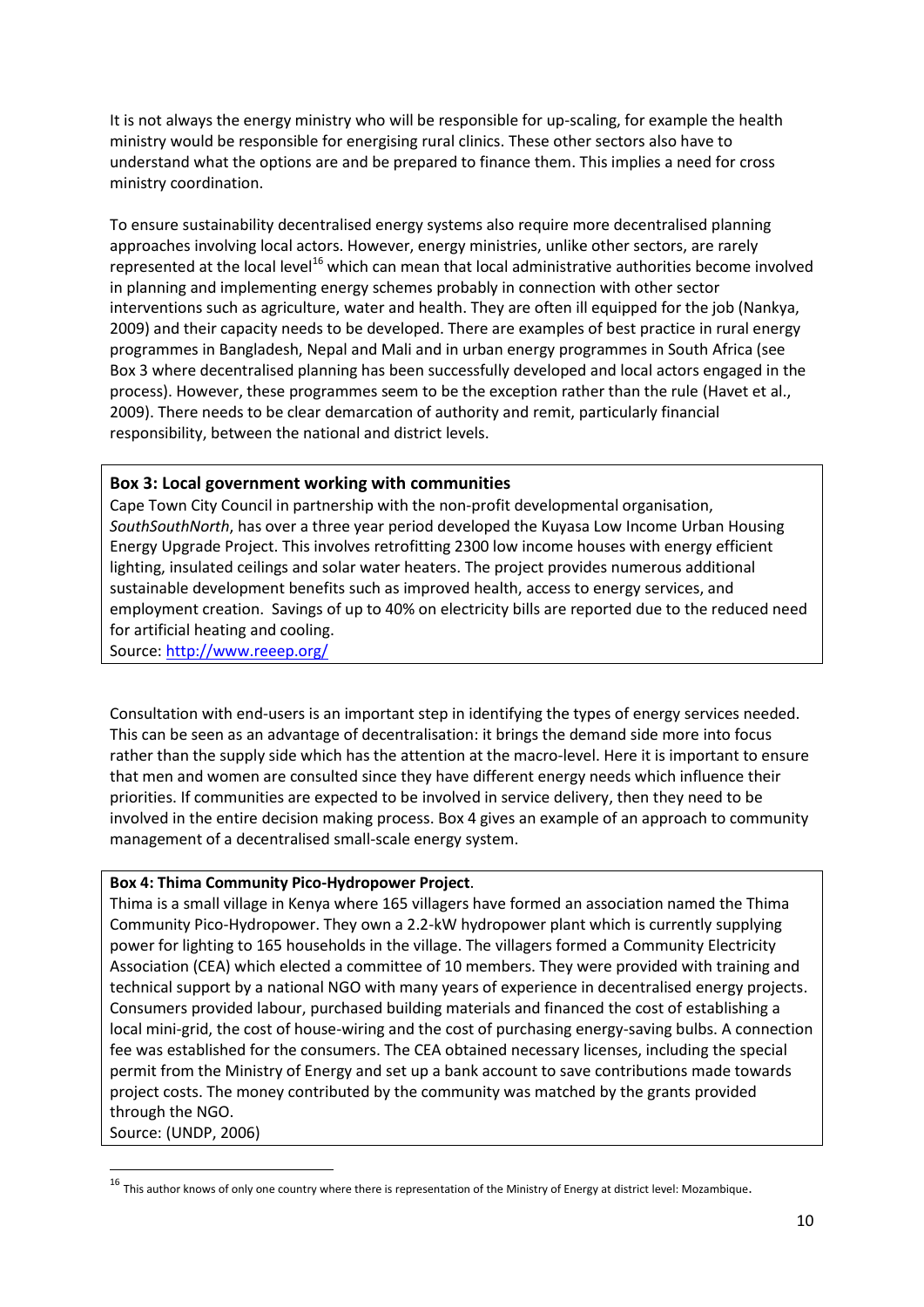It is not always the energy ministry who will be responsible for up-scaling, for example the health ministry would be responsible for energising rural clinics. These other sectors also have to understand what the options are and be prepared to finance them. This implies a need for cross ministry coordination.

To ensure sustainability decentralised energy systems also require more decentralised planning approaches involving local actors. However, energy ministries, unlike other sectors, are rarely represented at the local level[16] which can mean that local administrative authorities become involved in planning and implementing energy schemes probably in connection with other sector interventions such as agriculture, water and health. They are often ill equipped for the job (Nankya, 2009) and their capacity needs to be developed. There are examples of best practice in rural energy programmes in Bangladesh, Nepal and Mali and in urban energy programmes in South Africa (see Box 3 where decentralised planning has been successfully developed and local actors engaged in the process). However, these programmes seem to be the exception rather than the rule (Havet et al., 2009). There needs to be clear demarcation of authority and remit, particularly financial responsibility, between the national and district levels.

**Box 3: Local government working with communities**

Cape Town City Council in partnership with the non-profit developmental organisation, *SouthSouthNorth*, has over a three year period developed the Kuyasa Low Income Urban Housing Energy Upgrade Project. This involves retrofitting 2300 low income houses with energy efficient lighting, insulated ceilings and solar water heaters. The project provides numerous additional sustainable development benefits such as improved health, access to energy services, and employment creation. Savings of up to 40% on electricity bills are reported due to the reduced need for artificial heating and cooling.

Source: http://www.reeep.org/

Consultation with end-users is an important step in identifying the types of energy services needed. This can be seen as an advantage of decentralisation: it brings the demand side more into focus rather than the supply side which has the attention at the macro-level. Here it is important to ensure that men and women are consulted since they have different energy needs which influence their priorities. If communities are expected to be involved in service delivery, then they need to be involved in the entire decision making process. Box 4 gives an example of an approach to community management of a decentralised small-scale energy system.

**Box 4: Thima Community Pico-Hydropower Project**.

Thima is a small village in Kenya where 165 villagers have formed an association named the Thima Community Pico-Hydropower. They own a 2.2-kW hydropower plant which is currently supplying power for lighting to 165 households in the village. The villagers formed a Community Electricity Association (CEA) which elected a committee of 10 members. They were provided with training and technical support by a national NGO with many years of experience in decentralised energy projects. Consumers provided labour, purchased building materials and financed the cost of establishing a local mini-grid, the cost of house-wiring and the cost of purchasing energy-saving bulbs. A connection fee was established for the consumers. The CEA obtained necessary licenses, including the special permit from the Ministry of Energy and set up a bank account to save contributions made towards project costs. The money contributed by the community was matched by the grants provided through the NGO.

Source: (UNDP, 2006)

[16] This author knows of only one country where there is representation of the Ministry of Energy at district level: Mozambique.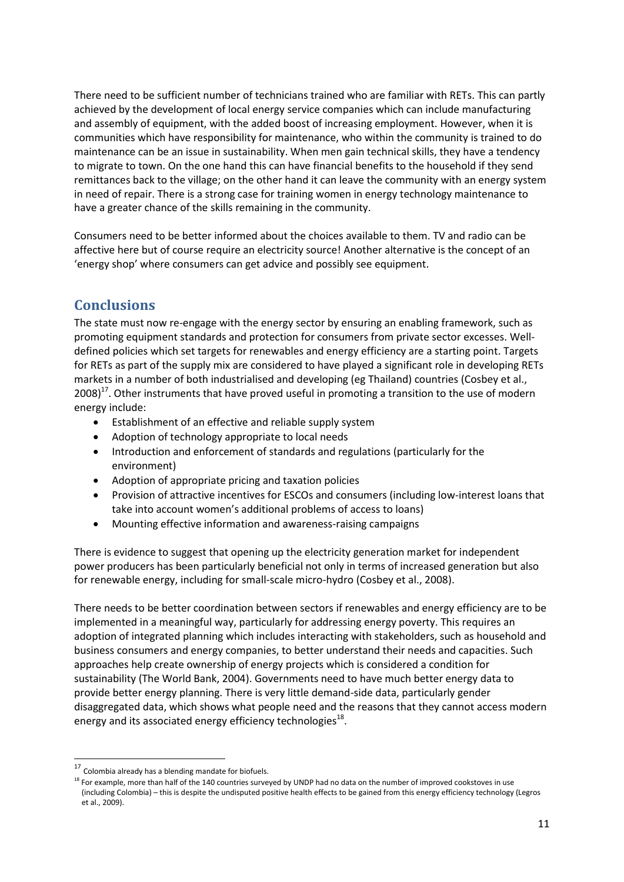There need to be sufficient number of technicians trained who are familiar with RETs. This can partly achieved by the development of local energy service companies which can include manufacturing and assembly of equipment, with the added boost of increasing employment. However, when it is communities which have responsibility for maintenance, who within the community is trained to do maintenance can be an issue in sustainability. When men gain technical skills, they have a tendency to migrate to town. On the one hand this can have financial benefits to the household if they send remittances back to the village; on the other hand it can leave the community with an energy system in need of repair. There is a strong case for training women in energy technology maintenance to have a greater chance of the skills remaining in the community.

Consumers need to be better informed about the choices available to them. TV and radio can be affective here but of course require an electricity source! Another alternative is the concept of an 'energy shop' where consumers can get advice and possibly see equipment.

## Conclusions

The state must now re-engage with the energy sector by ensuring an enabling framework, such as promoting equipment standards and protection for consumers from private sector excesses. Well-defined policies which set targets for renewables and energy efficiency are a starting point. Targets for RETs as part of the supply mix are considered to have played a significant role in developing RETs markets in a number of both industrialised and developing (eg Thailand) countries (Cosbey et al., 2008)[17]. Other instruments that have proved useful in promoting a transition to the use of modern energy include:

- Establishment of an effective and reliable supply system
- Adoption of technology appropriate to local needs
- Introduction and enforcement of standards and regulations (particularly for the environment)
- Adoption of appropriate pricing and taxation policies
- Provision of attractive incentives for ESCOs and consumers (including low-interest loans that take into account women's additional problems of access to loans)
- Mounting effective information and awareness-raising campaigns

There is evidence to suggest that opening up the electricity generation market for independent power producers has been particularly beneficial not only in terms of increased generation but also for renewable energy, including for small-scale micro-hydro (Cosbey et al., 2008).

There needs to be better coordination between sectors if renewables and energy efficiency are to be implemented in a meaningful way, particularly for addressing energy poverty. This requires an adoption of integrated planning which includes interacting with stakeholders, such as household and business consumers and energy companies, to better understand their needs and capacities. Such approaches help create ownership of energy projects which is considered a condition for sustainability (The World Bank, 2004). Governments need to have much better energy data to provide better energy planning. There is very little demand-side data, particularly gender disaggregated data, which shows what people need and the reasons that they cannot access modern energy and its associated energy efficiency technologies[18].

---

[17] Colombia already has a blending mandate for biofuels.

[18] For example, more than half of the 140 countries surveyed by UNDP had no data on the number of improved cookstoves in use (including Colombia) – this is despite the undisputed positive health effects to be gained from this energy efficiency technology (Legros et al., 2009).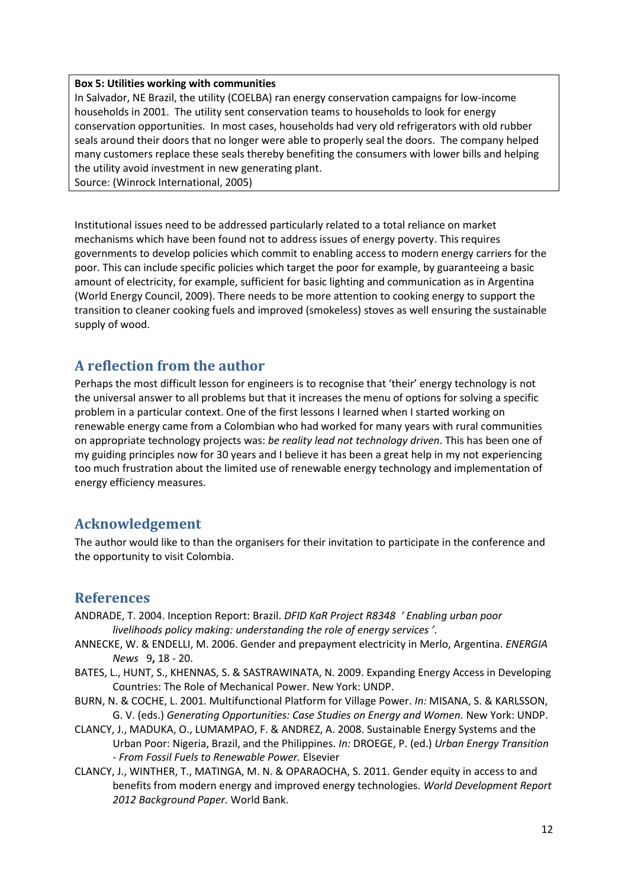**Box 5: Utilities working with communities**

In Salvador, NE Brazil, the utility (COELBA) ran energy conservation campaigns for low-income households in 2001. The utility sent conservation teams to households to look for energy conservation opportunities. In most cases, households had very old refrigerators with old rubber seals around their doors that no longer were able to properly seal the doors. The company helped many customers replace these seals thereby benefiting the consumers with lower bills and helping the utility avoid investment in new generating plant.

Source: (Winrock International, 2005)

Institutional issues need to be addressed particularly related to a total reliance on market mechanisms which have been found not to address issues of energy poverty. This requires governments to develop policies which commit to enabling access to modern energy carriers for the poor. This can include specific policies which target the poor for example, by guaranteeing a basic amount of electricity, for example, sufficient for basic lighting and communication as in Argentina (World Energy Council, 2009). There needs to be more attention to cooking energy to support the transition to cleaner cooking fuels and improved (smokeless) stoves as well ensuring the sustainable supply of wood.

## A reflection from the author

Perhaps the most difficult lesson for engineers is to recognise that 'their' energy technology is not the universal answer to all problems but that it increases the menu of options for solving a specific problem in a particular context. One of the first lessons I learned when I started working on renewable energy came from a Colombian who had worked for many years with rural communities on appropriate technology projects was: *be reality lead not technology driven*. This has been one of my guiding principles now for 30 years and I believe it has been a great help in my not experiencing too much frustration about the limited use of renewable energy technology and implementation of energy efficiency measures.

## Acknowledgement

The author would like to than the organisers for their invitation to participate in the conference and the opportunity to visit Colombia.

## References

ANDRADE, T. 2004. Inception Report: Brazil. *DFID KaR Project R8348 ' Enabling urban poor livelihoods policy making: understanding the role of energy services '.*

ANNECKE, W. & ENDELLI, M. 2006. Gender and prepayment electricity in Merlo, Argentina. *ENERGIA News* 9**,** 18 - 20.

BATES, L., HUNT, S., KHENNAS, S. & SASTRAWINATA, N. 2009. Expanding Energy Access in Developing Countries: The Role of Mechanical Power. New York: UNDP.

BURN, N. & COCHE, L. 2001. Multifunctional Platform for Village Power. *In:* MISANA, S. & KARLSSON, G. V. (eds.) *Generating Opportunities: Case Studies on Energy and Women.* New York: UNDP.

CLANCY, J., MADUKA, O., LUMAMPAO, F. & ANDREZ, A. 2008. Sustainable Energy Systems and the Urban Poor: Nigeria, Brazil, and the Philippines. *In:* DROEGE, P. (ed.) *Urban Energy Transition - From Fossil Fuels to Renewable Power.* Elsevier

CLANCY, J., WINTHER, T., MATINGA, M. N. & OPARAOCHA, S. 2011. Gender equity in access to and benefits from modern energy and improved energy technologies. *World Development Report 2012 Background Paper.* World Bank.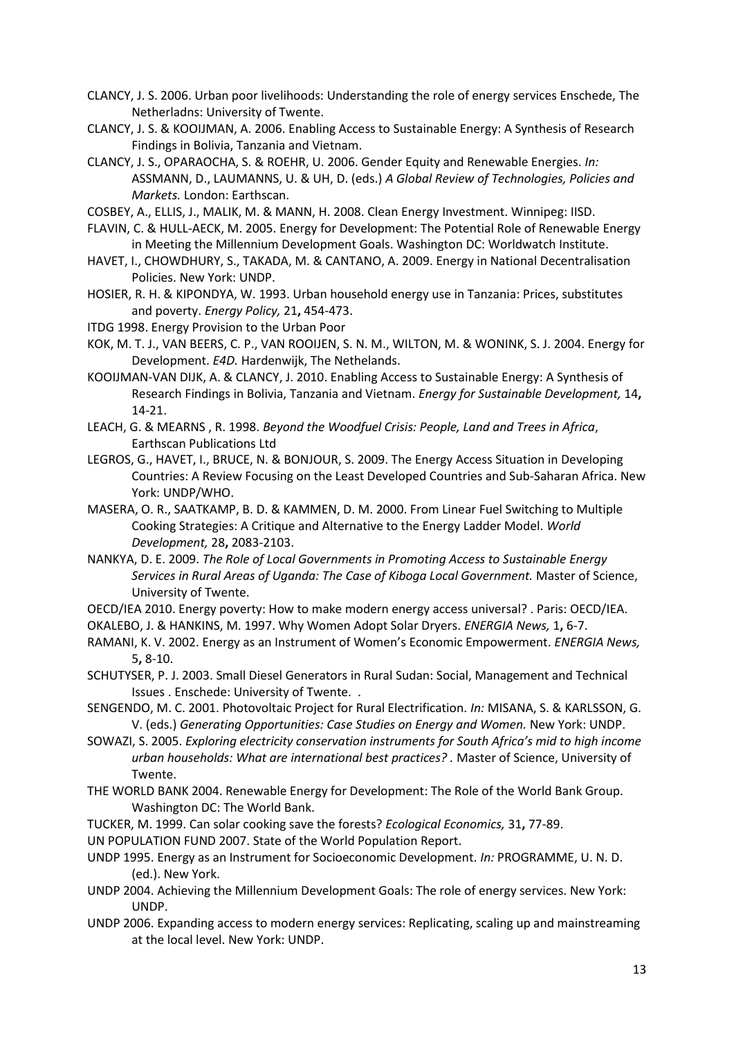CLANCY, J. S. 2006. Urban poor livelihoods: Understanding the role of energy services Enschede, The Netherladns: University of Twente.

CLANCY, J. S. & KOOIJMAN, A. 2006. Enabling Access to Sustainable Energy: A Synthesis of Research Findings in Bolivia, Tanzania and Vietnam.

CLANCY, J. S., OPARAOCHA, S. & ROEHR, U. 2006. Gender Equity and Renewable Energies. *In:* ASSMANN, D., LAUMANNS, U. & UH, D. (eds.) *A Global Review of Technologies, Policies and Markets.* London: Earthscan.

COSBEY, A., ELLIS, J., MALIK, M. & MANN, H. 2008. Clean Energy Investment. Winnipeg: IISD.

FLAVIN, C. & HULL-AECK, M. 2005. Energy for Development: The Potential Role of Renewable Energy in Meeting the Millennium Development Goals. Washington DC: Worldwatch Institute.

HAVET, I., CHOWDHURY, S., TAKADA, M. & CANTANO, A. 2009. Energy in National Decentralisation Policies. New York: UNDP.

HOSIER, R. H. & KIPONDYA, W. 1993. Urban household energy use in Tanzania: Prices, substitutes and poverty. *Energy Policy,* 21**,** 454-473.

ITDG 1998. Energy Provision to the Urban Poor

KOK, M. T. J., VAN BEERS, C. P., VAN ROOIJEN, S. N. M., WILTON, M. & WONINK, S. J. 2004. Energy for Development. *E4D.* Hardenwijk, The Nethelands.

KOOIJMAN-VAN DIJK, A. & CLANCY, J. 2010. Enabling Access to Sustainable Energy: A Synthesis of Research Findings in Bolivia, Tanzania and Vietnam. *Energy for Sustainable Development,* 14**,** 14-21.

LEACH, G. & MEARNS , R. 1998. *Beyond the Woodfuel Crisis: People, Land and Trees in Africa*, Earthscan Publications Ltd

LEGROS, G., HAVET, I., BRUCE, N. & BONJOUR, S. 2009. The Energy Access Situation in Developing Countries: A Review Focusing on the Least Developed Countries and Sub-Saharan Africa. New York: UNDP/WHO.

MASERA, O. R., SAATKAMP, B. D. & KAMMEN, D. M. 2000. From Linear Fuel Switching to Multiple Cooking Strategies: A Critique and Alternative to the Energy Ladder Model. *World Development,* 28**,** 2083-2103.

NANKYA, D. E. 2009. *The Role of Local Governments in Promoting Access to Sustainable Energy Services in Rural Areas of Uganda: The Case of Kiboga Local Government.* Master of Science, University of Twente.

OECD/IEA 2010. Energy poverty: How to make modern energy access universal? . Paris: OECD/IEA.

OKALEBO, J. & HANKINS, M. 1997. Why Women Adopt Solar Dryers. *ENERGIA News,* 1**,** 6-7.

RAMANI, K. V. 2002. Energy as an Instrument of Women's Economic Empowerment. *ENERGIA News,* 5**,** 8-10.

SCHUTYSER, P. J. 2003. Small Diesel Generators in Rural Sudan: Social, Management and Technical Issues . Enschede: University of Twente. .

SENGENDO, M. C. 2001. Photovoltaic Project for Rural Electrification. *In:* MISANA, S. & KARLSSON, G. V. (eds.) *Generating Opportunities: Case Studies on Energy and Women.* New York: UNDP.

SOWAZI, S. 2005. *Exploring electricity conservation instruments for South Africa's mid to high income urban households: What are international best practices?* . Master of Science, University of Twente.

THE WORLD BANK 2004. Renewable Energy for Development: The Role of the World Bank Group. Washington DC: The World Bank.

TUCKER, M. 1999. Can solar cooking save the forests? *Ecological Economics,* 31**,** 77-89.

UN POPULATION FUND 2007. State of the World Population Report.

UNDP 1995. Energy as an Instrument for Socioeconomic Development. *In:* PROGRAMME, U. N. D. (ed.). New York.

UNDP 2004. Achieving the Millennium Development Goals: The role of energy services. New York: UNDP.

UNDP 2006. Expanding access to modern energy services: Replicating, scaling up and mainstreaming at the local level. New York: UNDP.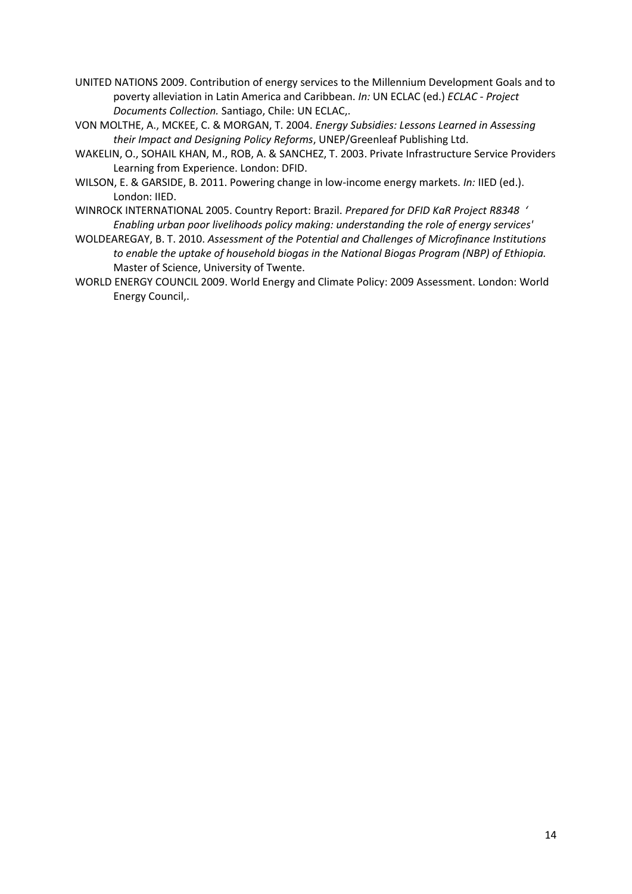UNITED NATIONS 2009. Contribution of energy services to the Millennium Development Goals and to poverty alleviation in Latin America and Caribbean. *In:* UN ECLAC (ed.) *ECLAC - Project Documents Collection.* Santiago, Chile: UN ECLAC,.

VON MOLTHE, A., MCKEE, C. & MORGAN, T. 2004. *Energy Subsidies: Lessons Learned in Assessing their Impact and Designing Policy Reforms*, UNEP/Greenleaf Publishing Ltd.

WAKELIN, O., SOHAIL KHAN, M., ROB, A. & SANCHEZ, T. 2003. Private Infrastructure Service Providers Learning from Experience. London: DFID.

WILSON, E. & GARSIDE, B. 2011. Powering change in low-income energy markets. *In:* IIED (ed.). London: IIED.

WINROCK INTERNATIONAL 2005. Country Report: Brazil. *Prepared for DFID KaR Project R8348 ' Enabling urban poor livelihoods policy making: understanding the role of energy services'*

WOLDEAREGAY, B. T. 2010. *Assessment of the Potential and Challenges of Microfinance Institutions to enable the uptake of household biogas in the National Biogas Program (NBP) of Ethiopia.* Master of Science, University of Twente.

WORLD ENERGY COUNCIL 2009. World Energy and Climate Policy: 2009 Assessment. London: World Energy Council,.